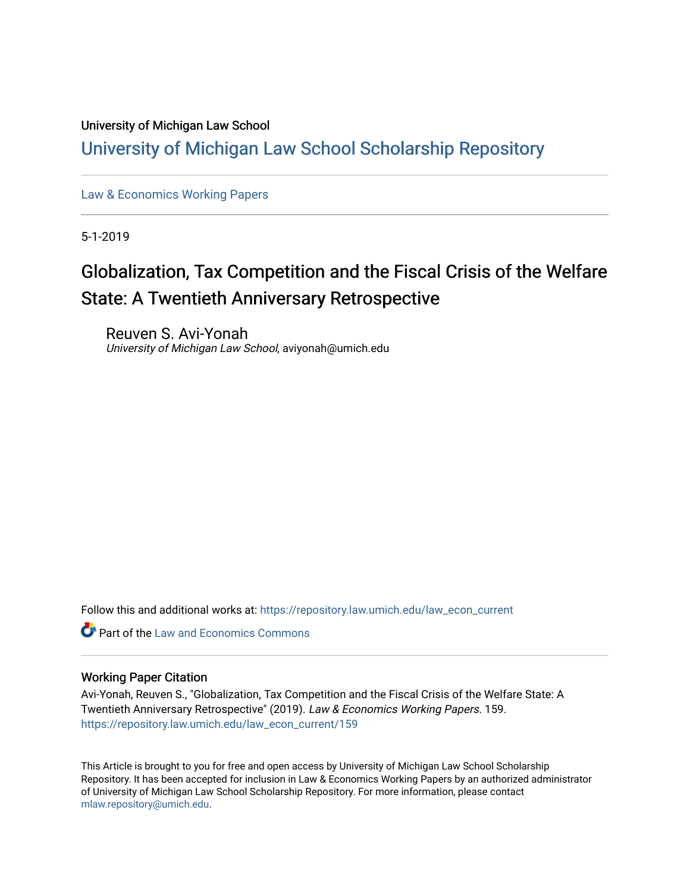University of Michigan Law School

# University of Michigan Law School Scholarship Repository

Law & Economics Working Papers

5-1-2019

## Globalization, Tax Competition and the Fiscal Crisis of the Welfare State: A Twentieth Anniversary Retrospective

Reuven S. Avi-Yonah
*University of Michigan Law School*, aviyonah@umich.edu

Follow this and additional works at: https://repository.law.umich.edu/law_econ_current

Part of the Law and Economics Commons

### Working Paper Citation

Avi-Yonah, Reuven S., "Globalization, Tax Competition and the Fiscal Crisis of the Welfare State: A Twentieth Anniversary Retrospective" (2019). *Law & Economics Working Papers*. 159.
https://repository.law.umich.edu/law_econ_current/159

This Article is brought to you for free and open access by University of Michigan Law School Scholarship Repository. It has been accepted for inclusion in Law & Economics Working Papers by an authorized administrator of University of Michigan Law School Scholarship Repository. For more information, please contact mlaw.repository@umich.edu.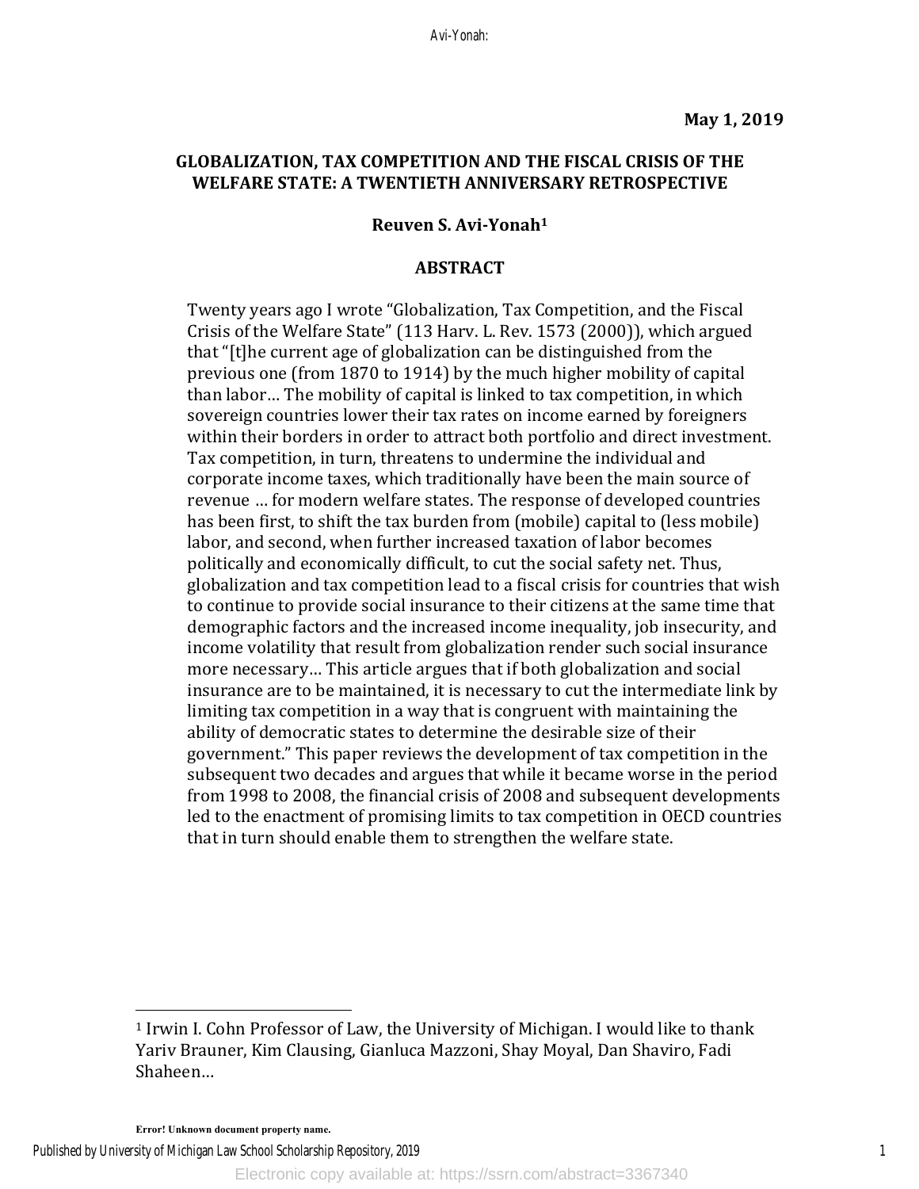**May 1, 2019**

# GLOBALIZATION, TAX COMPETITION AND THE FISCAL CRISIS OF THE WELFARE STATE: A TWENTIETH ANNIVERSARY RETROSPECTIVE

**Reuven S. Avi-Yonah[1]**

## ABSTRACT

Twenty years ago I wrote "Globalization, Tax Competition, and the Fiscal Crisis of the Welfare State" (113 Harv. L. Rev. 1573 (2000)), which argued that "[t]he current age of globalization can be distinguished from the previous one (from 1870 to 1914) by the much higher mobility of capital than labor… The mobility of capital is linked to tax competition, in which sovereign countries lower their tax rates on income earned by foreigners within their borders in order to attract both portfolio and direct investment. Tax competition, in turn, threatens to undermine the individual and corporate income taxes, which traditionally have been the main source of revenue … for modern welfare states. The response of developed countries has been first, to shift the tax burden from (mobile) capital to (less mobile) labor, and second, when further increased taxation of labor becomes politically and economically difficult, to cut the social safety net. Thus, globalization and tax competition lead to a fiscal crisis for countries that wish to continue to provide social insurance to their citizens at the same time that demographic factors and the increased income inequality, job insecurity, and income volatility that result from globalization render such social insurance more necessary… This article argues that if both globalization and social insurance are to be maintained, it is necessary to cut the intermediate link by limiting tax competition in a way that is congruent with maintaining the ability of democratic states to determine the desirable size of their government." This paper reviews the development of tax competition in the subsequent two decades and argues that while it became worse in the period from 1998 to 2008, the financial crisis of 2008 and subsequent developments led to the enactment of promising limits to tax competition in OECD countries that in turn should enable them to strengthen the welfare state.

---

[1] Irwin I. Cohn Professor of Law, the University of Michigan. I would like to thank Yariv Brauner, Kim Clausing, Gianluca Mazzoni, Shay Moyal, Dan Shaviro, Fadi Shaheen…

Error! Unknown document property name.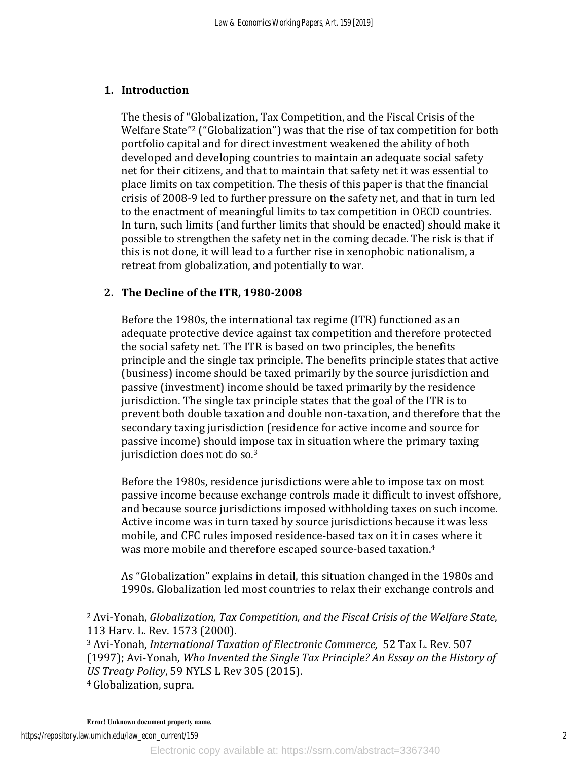## 1. Introduction

The thesis of "Globalization, Tax Competition, and the Fiscal Crisis of the Welfare State"[2] ("Globalization") was that the rise of tax competition for both portfolio capital and for direct investment weakened the ability of both developed and developing countries to maintain an adequate social safety net for their citizens, and that to maintain that safety net it was essential to place limits on tax competition. The thesis of this paper is that the financial crisis of 2008-9 led to further pressure on the safety net, and that in turn led to the enactment of meaningful limits to tax competition in OECD countries. In turn, such limits (and further limits that should be enacted) should make it possible to strengthen the safety net in the coming decade. The risk is that if this is not done, it will lead to a further rise in xenophobic nationalism, a retreat from globalization, and potentially to war.

## 2. The Decline of the ITR, 1980-2008

Before the 1980s, the international tax regime (ITR) functioned as an adequate protective device against tax competition and therefore protected the social safety net. The ITR is based on two principles, the benefits principle and the single tax principle. The benefits principle states that active (business) income should be taxed primarily by the source jurisdiction and passive (investment) income should be taxed primarily by the residence jurisdiction. The single tax principle states that the goal of the ITR is to prevent both double taxation and double non-taxation, and therefore that the secondary taxing jurisdiction (residence for active income and source for passive income) should impose tax in situation where the primary taxing jurisdiction does not do so.[3]

Before the 1980s, residence jurisdictions were able to impose tax on most passive income because exchange controls made it difficult to invest offshore, and because source jurisdictions imposed withholding taxes on such income. Active income was in turn taxed by source jurisdictions because it was less mobile, and CFC rules imposed residence-based tax on it in cases where it was more mobile and therefore escaped source-based taxation.[4]

As "Globalization" explains in detail, this situation changed in the 1980s and 1990s. Globalization led most countries to relax their exchange controls and

---

[2] Avi-Yonah, *Globalization, Tax Competition, and the Fiscal Crisis of the Welfare State*, 113 Harv. L. Rev. 1573 (2000).

[3] Avi-Yonah, *International Taxation of Electronic Commerce,* 52 Tax L. Rev. 507 (1997); Avi-Yonah, *Who Invented the Single Tax Principle? An Essay on the History of US Treaty Policy*, 59 NYLS L Rev 305 (2015).

[4] Globalization, supra.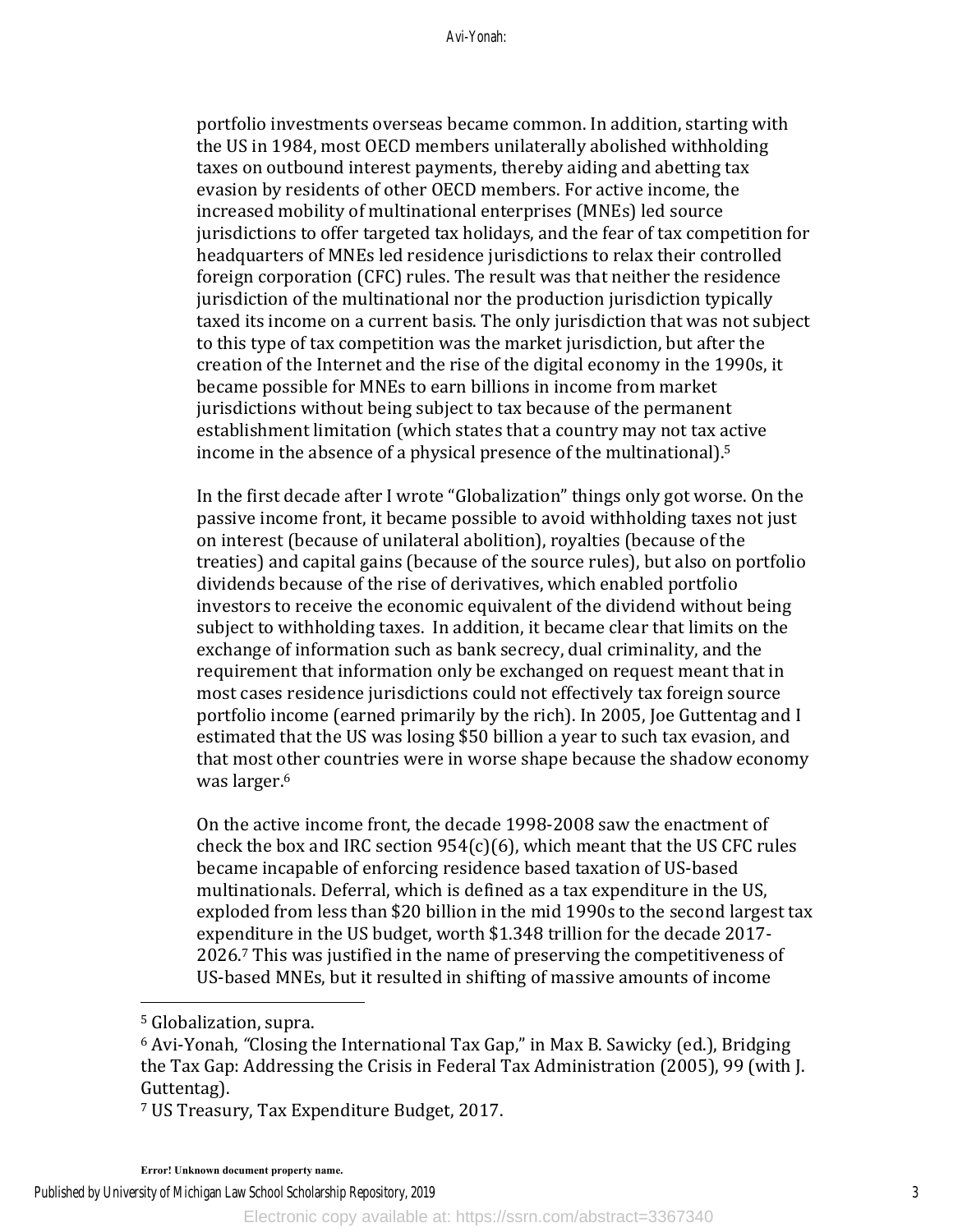portfolio investments overseas became common. In addition, starting with the US in 1984, most OECD members unilaterally abolished withholding taxes on outbound interest payments, thereby aiding and abetting tax evasion by residents of other OECD members. For active income, the increased mobility of multinational enterprises (MNEs) led source jurisdictions to offer targeted tax holidays, and the fear of tax competition for headquarters of MNEs led residence jurisdictions to relax their controlled foreign corporation (CFC) rules. The result was that neither the residence jurisdiction of the multinational nor the production jurisdiction typically taxed its income on a current basis. The only jurisdiction that was not subject to this type of tax competition was the market jurisdiction, but after the creation of the Internet and the rise of the digital economy in the 1990s, it became possible for MNEs to earn billions in income from market jurisdictions without being subject to tax because of the permanent establishment limitation (which states that a country may not tax active income in the absence of a physical presence of the multinational).[5]

In the first decade after I wrote "Globalization" things only got worse. On the passive income front, it became possible to avoid withholding taxes not just on interest (because of unilateral abolition), royalties (because of the treaties) and capital gains (because of the source rules), but also on portfolio dividends because of the rise of derivatives, which enabled portfolio investors to receive the economic equivalent of the dividend without being subject to withholding taxes. In addition, it became clear that limits on the exchange of information such as bank secrecy, dual criminality, and the requirement that information only be exchanged on request meant that in most cases residence jurisdictions could not effectively tax foreign source portfolio income (earned primarily by the rich). In 2005, Joe Guttentag and I estimated that the US was losing $50 billion a year to such tax evasion, and that most other countries were in worse shape because the shadow economy was larger.[6]

On the active income front, the decade 1998-2008 saw the enactment of check the box and IRC section 954(c)(6), which meant that the US CFC rules became incapable of enforcing residence based taxation of US-based multinationals. Deferral, which is defined as a tax expenditure in the US, exploded from less than $20 billion in the mid 1990s to the second largest tax expenditure in the US budget, worth $1.348 trillion for the decade 2017-2026.[7] This was justified in the name of preserving the competitiveness of US-based MNEs, but it resulted in shifting of massive amounts of income

---

[5] Globalization, supra.

[6] Avi-Yonah, "Closing the International Tax Gap," in Max B. Sawicky (ed.), Bridging the Tax Gap: Addressing the Crisis in Federal Tax Administration (2005), 99 (with J. Guttentag).

[7] US Treasury, Tax Expenditure Budget, 2017.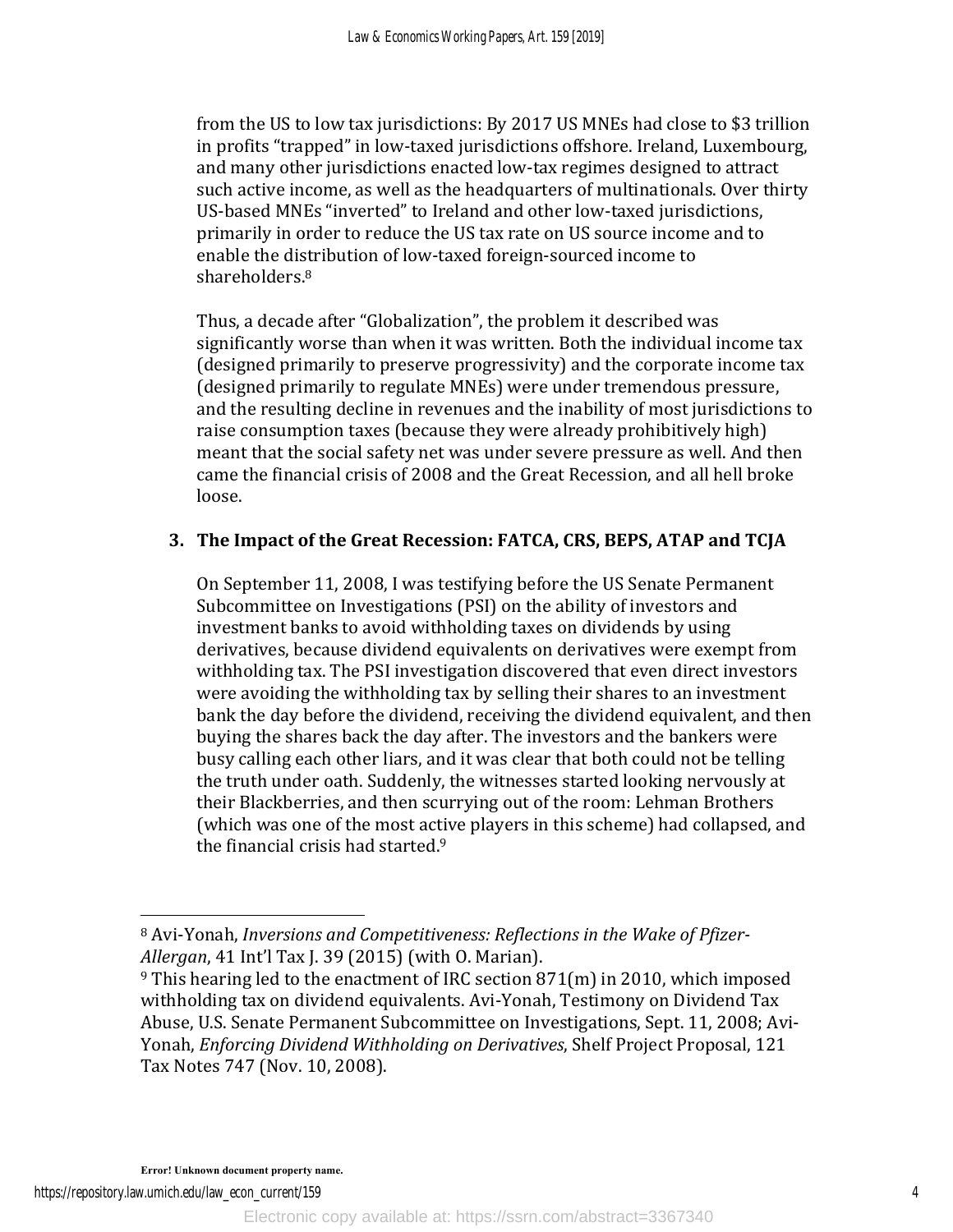from the US to low tax jurisdictions: By 2017 US MNEs had close to $3 trillion in profits "trapped" in low-taxed jurisdictions offshore. Ireland, Luxembourg, and many other jurisdictions enacted low-tax regimes designed to attract such active income, as well as the headquarters of multinationals. Over thirty US-based MNEs "inverted" to Ireland and other low-taxed jurisdictions, primarily in order to reduce the US tax rate on US source income and to enable the distribution of low-taxed foreign-sourced income to shareholders.[8]

Thus, a decade after "Globalization", the problem it described was significantly worse than when it was written. Both the individual income tax (designed primarily to preserve progressivity) and the corporate income tax (designed primarily to regulate MNEs) were under tremendous pressure, and the resulting decline in revenues and the inability of most jurisdictions to raise consumption taxes (because they were already prohibitively high) meant that the social safety net was under severe pressure as well. And then came the financial crisis of 2008 and the Great Recession, and all hell broke loose.

## 3. The Impact of the Great Recession: FATCA, CRS, BEPS, ATAP and TCJA

On September 11, 2008, I was testifying before the US Senate Permanent Subcommittee on Investigations (PSI) on the ability of investors and investment banks to avoid withholding taxes on dividends by using derivatives, because dividend equivalents on derivatives were exempt from withholding tax. The PSI investigation discovered that even direct investors were avoiding the withholding tax by selling their shares to an investment bank the day before the dividend, receiving the dividend equivalent, and then buying the shares back the day after. The investors and the bankers were busy calling each other liars, and it was clear that both could not be telling the truth under oath. Suddenly, the witnesses started looking nervously at their Blackberries, and then scurrying out of the room: Lehman Brothers (which was one of the most active players in this scheme) had collapsed, and the financial crisis had started.[9]

---

[8] Avi-Yonah, *Inversions and Competitiveness: Reflections in the Wake of Pfizer-Allergan*, 41 Int'l Tax J. 39 (2015) (with O. Marian).

[9] This hearing led to the enactment of IRC section 871(m) in 2010, which imposed withholding tax on dividend equivalents. Avi-Yonah, Testimony on Dividend Tax Abuse, U.S. Senate Permanent Subcommittee on Investigations, Sept. 11, 2008; Avi-Yonah, *Enforcing Dividend Withholding on Derivatives*, Shelf Project Proposal, 121 Tax Notes 747 (Nov. 10, 2008).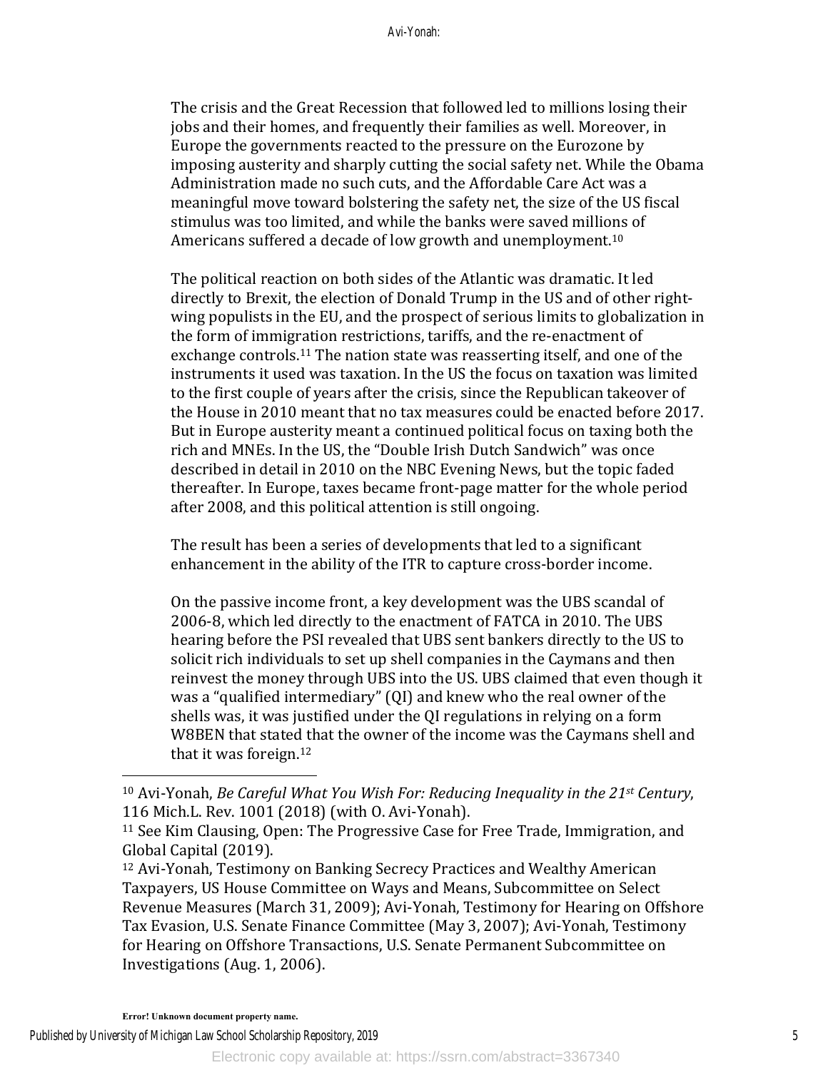The crisis and the Great Recession that followed led to millions losing their jobs and their homes, and frequently their families as well. Moreover, in Europe the governments reacted to the pressure on the Eurozone by imposing austerity and sharply cutting the social safety net. While the Obama Administration made no such cuts, and the Affordable Care Act was a meaningful move toward bolstering the safety net, the size of the US fiscal stimulus was too limited, and while the banks were saved millions of Americans suffered a decade of low growth and unemployment.[10]

The political reaction on both sides of the Atlantic was dramatic. It led directly to Brexit, the election of Donald Trump in the US and of other right-wing populists in the EU, and the prospect of serious limits to globalization in the form of immigration restrictions, tariffs, and the re-enactment of exchange controls.[11] The nation state was reasserting itself, and one of the instruments it used was taxation. In the US the focus on taxation was limited to the first couple of years after the crisis, since the Republican takeover of the House in 2010 meant that no tax measures could be enacted before 2017. But in Europe austerity meant a continued political focus on taxing both the rich and MNEs. In the US, the "Double Irish Dutch Sandwich" was once described in detail in 2010 on the NBC Evening News, but the topic faded thereafter. In Europe, taxes became front-page matter for the whole period after 2008, and this political attention is still ongoing.

The result has been a series of developments that led to a significant enhancement in the ability of the ITR to capture cross-border income.

On the passive income front, a key development was the UBS scandal of 2006-8, which led directly to the enactment of FATCA in 2010. The UBS hearing before the PSI revealed that UBS sent bankers directly to the US to solicit rich individuals to set up shell companies in the Caymans and then reinvest the money through UBS into the US. UBS claimed that even though it was a "qualified intermediary" (QI) and knew who the real owner of the shells was, it was justified under the QI regulations in relying on a form W8BEN that stated that the owner of the income was the Caymans shell and that it was foreign.[12]

---

[10] Avi-Yonah, *Be Careful What You Wish For: Reducing Inequality in the 21st Century*, 116 Mich.L. Rev. 1001 (2018) (with O. Avi-Yonah).

[11] See Kim Clausing, Open: The Progressive Case for Free Trade, Immigration, and Global Capital (2019).

[12] Avi-Yonah, Testimony on Banking Secrecy Practices and Wealthy American Taxpayers, US House Committee on Ways and Means, Subcommittee on Select Revenue Measures (March 31, 2009); Avi-Yonah, Testimony for Hearing on Offshore Tax Evasion, U.S. Senate Finance Committee (May 3, 2007); Avi-Yonah, Testimony for Hearing on Offshore Transactions, U.S. Senate Permanent Subcommittee on Investigations (Aug. 1, 2006).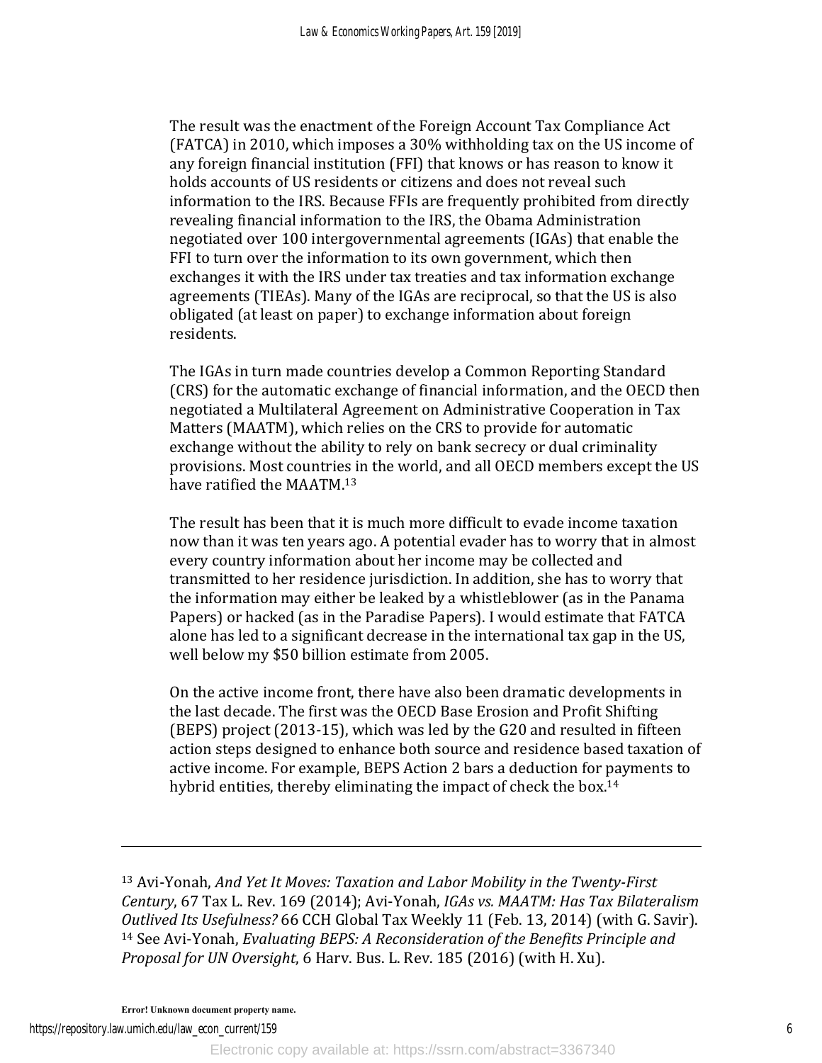The result was the enactment of the Foreign Account Tax Compliance Act (FATCA) in 2010, which imposes a 30% withholding tax on the US income of any foreign financial institution (FFI) that knows or has reason to know it holds accounts of US residents or citizens and does not reveal such information to the IRS. Because FFIs are frequently prohibited from directly revealing financial information to the IRS, the Obama Administration negotiated over 100 intergovernmental agreements (IGAs) that enable the FFI to turn over the information to its own government, which then exchanges it with the IRS under tax treaties and tax information exchange agreements (TIEAs). Many of the IGAs are reciprocal, so that the US is also obligated (at least on paper) to exchange information about foreign residents.

The IGAs in turn made countries develop a Common Reporting Standard (CRS) for the automatic exchange of financial information, and the OECD then negotiated a Multilateral Agreement on Administrative Cooperation in Tax Matters (MAATM), which relies on the CRS to provide for automatic exchange without the ability to rely on bank secrecy or dual criminality provisions. Most countries in the world, and all OECD members except the US have ratified the MAATM.[13]

The result has been that it is much more difficult to evade income taxation now than it was ten years ago. A potential evader has to worry that in almost every country information about her income may be collected and transmitted to her residence jurisdiction. In addition, she has to worry that the information may either be leaked by a whistleblower (as in the Panama Papers) or hacked (as in the Paradise Papers). I would estimate that FATCA alone has led to a significant decrease in the international tax gap in the US, well below my $50 billion estimate from 2005.

On the active income front, there have also been dramatic developments in the last decade. The first was the OECD Base Erosion and Profit Shifting (BEPS) project (2013-15), which was led by the G20 and resulted in fifteen action steps designed to enhance both source and residence based taxation of active income. For example, BEPS Action 2 bars a deduction for payments to hybrid entities, thereby eliminating the impact of check the box.[14]

---

[13] Avi-Yonah, *And Yet It Moves: Taxation and Labor Mobility in the Twenty-First Century*, 67 Tax L. Rev. 169 (2014); Avi-Yonah, *IGAs vs. MAATM: Has Tax Bilateralism Outlived Its Usefulness?* 66 CCH Global Tax Weekly 11 (Feb. 13, 2014) (with G. Savir).

[14] See Avi-Yonah, *Evaluating BEPS: A Reconsideration of the Benefits Principle and Proposal for UN Oversight*, 6 Harv. Bus. L. Rev. 185 (2016) (with H. Xu).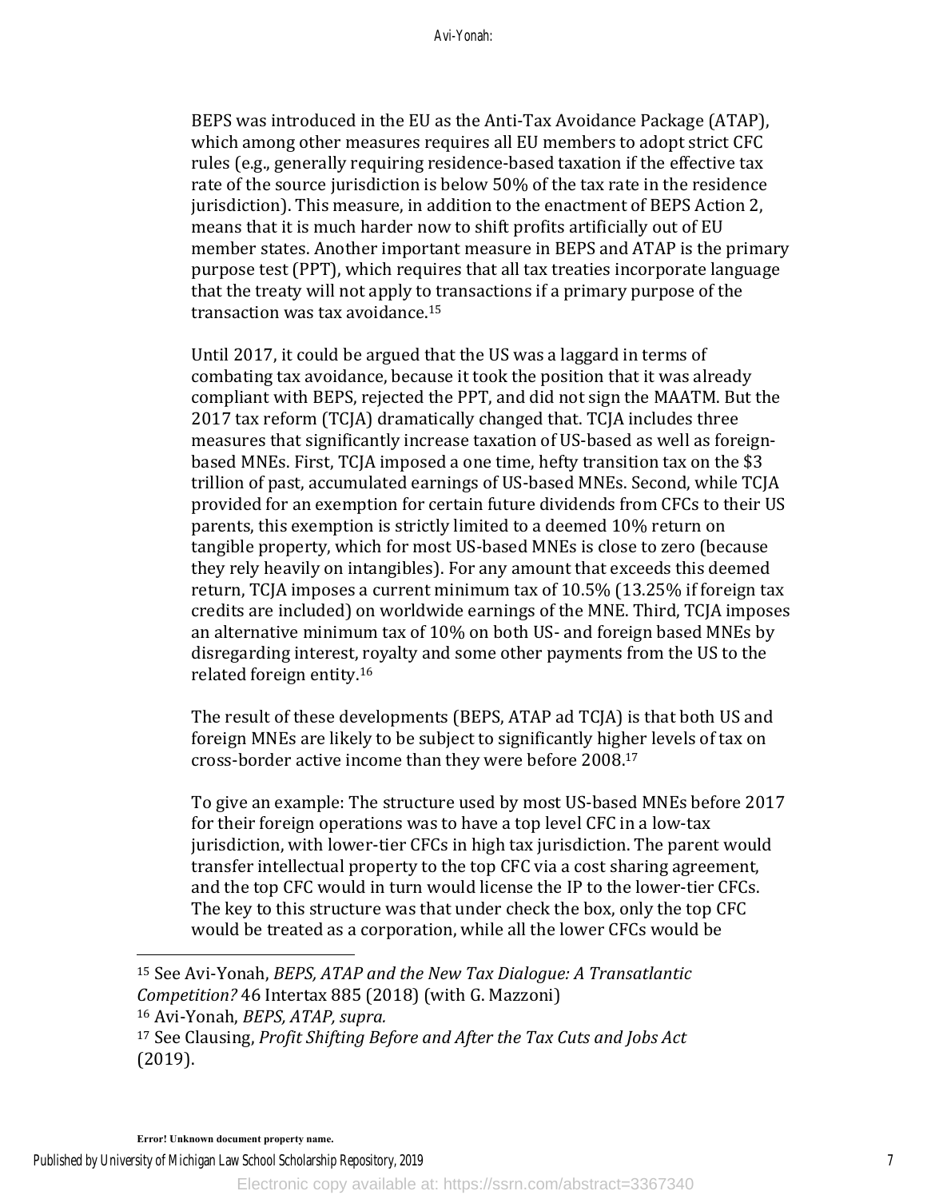BEPS was introduced in the EU as the Anti-Tax Avoidance Package (ATAP), which among other measures requires all EU members to adopt strict CFC rules (e.g., generally requiring residence-based taxation if the effective tax rate of the source jurisdiction is below 50% of the tax rate in the residence jurisdiction). This measure, in addition to the enactment of BEPS Action 2, means that it is much harder now to shift profits artificially out of EU member states. Another important measure in BEPS and ATAP is the primary purpose test (PPT), which requires that all tax treaties incorporate language that the treaty will not apply to transactions if a primary purpose of the transaction was tax avoidance.[15]

Until 2017, it could be argued that the US was a laggard in terms of combating tax avoidance, because it took the position that it was already compliant with BEPS, rejected the PPT, and did not sign the MAATM. But the 2017 tax reform (TCJA) dramatically changed that. TCJA includes three measures that significantly increase taxation of US-based as well as foreign-based MNEs. First, TCJA imposed a one time, hefty transition tax on the $3 trillion of past, accumulated earnings of US-based MNEs. Second, while TCJA provided for an exemption for certain future dividends from CFCs to their US parents, this exemption is strictly limited to a deemed 10% return on tangible property, which for most US-based MNEs is close to zero (because they rely heavily on intangibles). For any amount that exceeds this deemed return, TCJA imposes a current minimum tax of 10.5% (13.25% if foreign tax credits are included) on worldwide earnings of the MNE. Third, TCJA imposes an alternative minimum tax of 10% on both US- and foreign based MNEs by disregarding interest, royalty and some other payments from the US to the related foreign entity.[16]

The result of these developments (BEPS, ATAP ad TCJA) is that both US and foreign MNEs are likely to be subject to significantly higher levels of tax on cross-border active income than they were before 2008.[17]

To give an example: The structure used by most US-based MNEs before 2017 for their foreign operations was to have a top level CFC in a low-tax jurisdiction, with lower-tier CFCs in high tax jurisdiction. The parent would transfer intellectual property to the top CFC via a cost sharing agreement, and the top CFC would in turn would license the IP to the lower-tier CFCs. The key to this structure was that under check the box, only the top CFC would be treated as a corporation, while all the lower CFCs would be

---

[15] See Avi-Yonah, *BEPS, ATAP and the New Tax Dialogue: A Transatlantic Competition?* 46 Intertax 885 (2018) (with G. Mazzoni)

[16] Avi-Yonah, *BEPS, ATAP, supra.*

[17] See Clausing, *Profit Shifting Before and After the Tax Cuts and Jobs Act* (2019).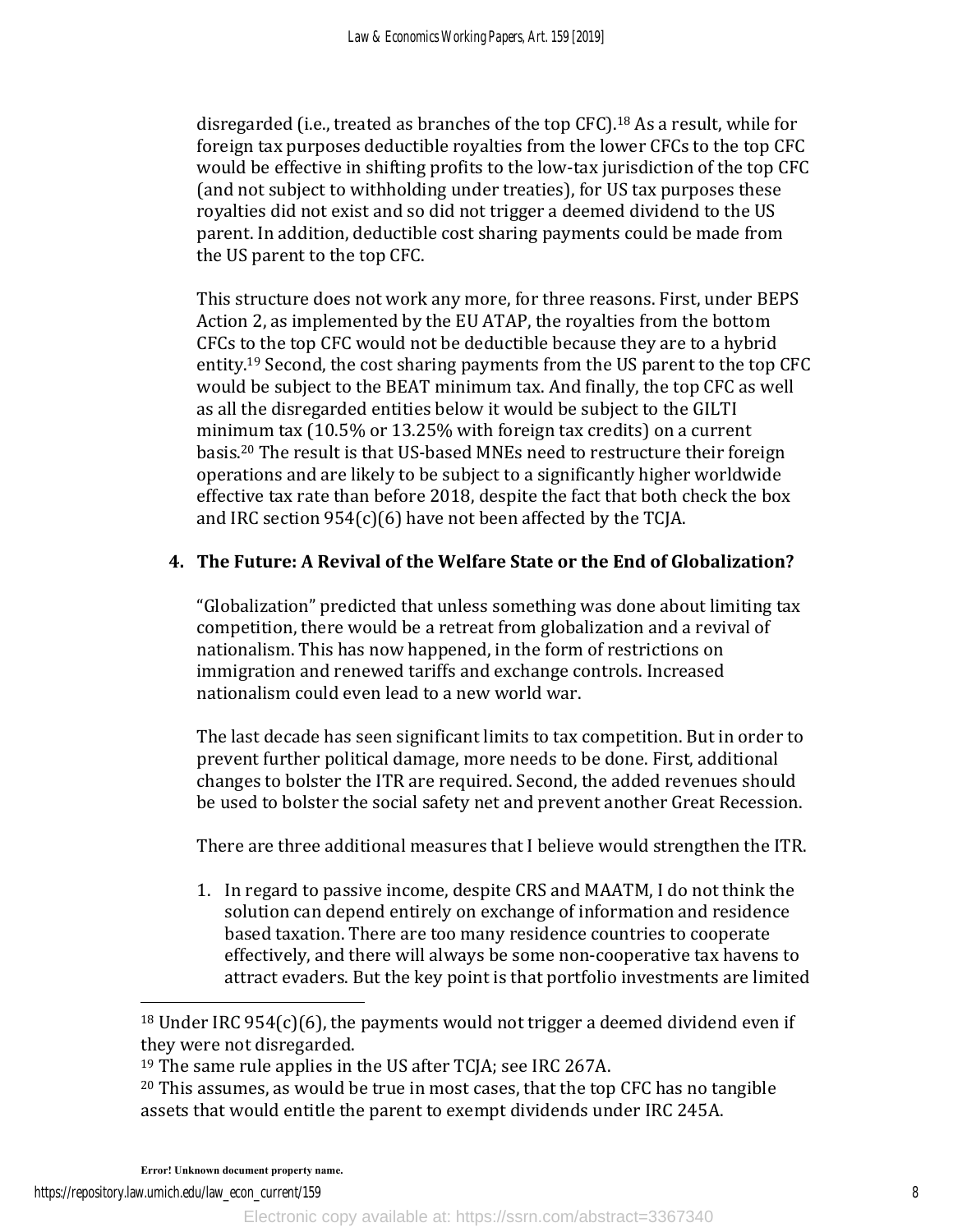disregarded (i.e., treated as branches of the top CFC).[18] As a result, while for foreign tax purposes deductible royalties from the lower CFCs to the top CFC would be effective in shifting profits to the low-tax jurisdiction of the top CFC (and not subject to withholding under treaties), for US tax purposes these royalties did not exist and so did not trigger a deemed dividend to the US parent. In addition, deductible cost sharing payments could be made from the US parent to the top CFC.

This structure does not work any more, for three reasons. First, under BEPS Action 2, as implemented by the EU ATAP, the royalties from the bottom CFCs to the top CFC would not be deductible because they are to a hybrid entity.[19] Second, the cost sharing payments from the US parent to the top CFC would be subject to the BEAT minimum tax. And finally, the top CFC as well as all the disregarded entities below it would be subject to the GILTI minimum tax (10.5% or 13.25% with foreign tax credits) on a current basis.[20] The result is that US-based MNEs need to restructure their foreign operations and are likely to be subject to a significantly higher worldwide effective tax rate than before 2018, despite the fact that both check the box and IRC section 954(c)(6) have not been affected by the TCJA.

## 4. The Future: A Revival of the Welfare State or the End of Globalization?

"Globalization" predicted that unless something was done about limiting tax competition, there would be a retreat from globalization and a revival of nationalism. This has now happened, in the form of restrictions on immigration and renewed tariffs and exchange controls. Increased nationalism could even lead to a new world war.

The last decade has seen significant limits to tax competition. But in order to prevent further political damage, more needs to be done. First, additional changes to bolster the ITR are required. Second, the added revenues should be used to bolster the social safety net and prevent another Great Recession.

There are three additional measures that I believe would strengthen the ITR.

1. In regard to passive income, despite CRS and MAATM, I do not think the solution can depend entirely on exchange of information and residence based taxation. There are too many residence countries to cooperate effectively, and there will always be some non-cooperative tax havens to attract evaders. But the key point is that portfolio investments are limited

---

[18] Under IRC 954(c)(6), the payments would not trigger a deemed dividend even if they were not disregarded.

[19] The same rule applies in the US after TCJA; see IRC 267A.

[20] This assumes, as would be true in most cases, that the top CFC has no tangible assets that would entitle the parent to exempt dividends under IRC 245A.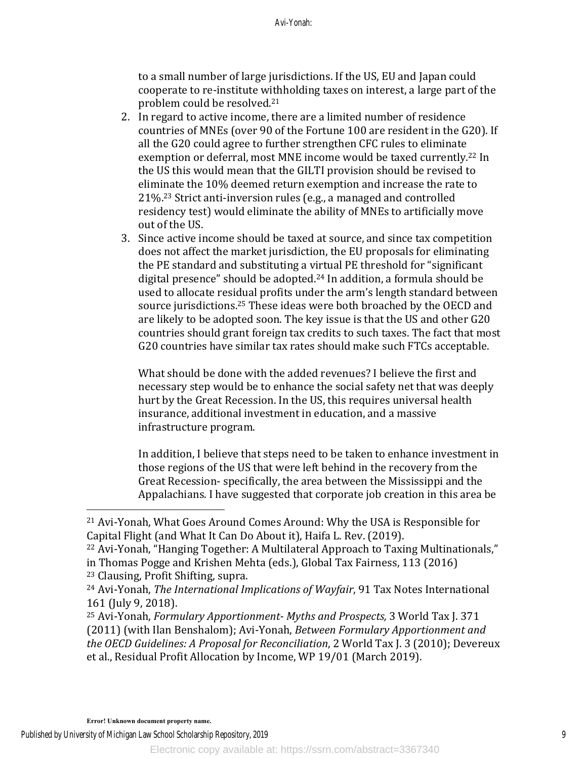to a small number of large jurisdictions. If the US, EU and Japan could cooperate to re-institute withholding taxes on interest, a large part of the problem could be resolved.[21]

2. In regard to active income, there are a limited number of residence countries of MNEs (over 90 of the Fortune 100 are resident in the G20). If all the G20 could agree to further strengthen CFC rules to eliminate exemption or deferral, most MNE income would be taxed currently.[22] In the US this would mean that the GILTI provision should be revised to eliminate the 10% deemed return exemption and increase the rate to 21%.[23] Strict anti-inversion rules (e.g., a managed and controlled residency test) would eliminate the ability of MNEs to artificially move out of the US.
3. Since active income should be taxed at source, and since tax competition does not affect the market jurisdiction, the EU proposals for eliminating the PE standard and substituting a virtual PE threshold for "significant digital presence" should be adopted.[24] In addition, a formula should be used to allocate residual profits under the arm's length standard between source jurisdictions.[25] These ideas were both broached by the OECD and are likely to be adopted soon. The key issue is that the US and other G20 countries should grant foreign tax credits to such taxes. The fact that most G20 countries have similar tax rates should make such FTCs acceptable.

What should be done with the added revenues? I believe the first and necessary step would be to enhance the social safety net that was deeply hurt by the Great Recession. In the US, this requires universal health insurance, additional investment in education, and a massive infrastructure program.

In addition, I believe that steps need to be taken to enhance investment in those regions of the US that were left behind in the recovery from the Great Recession- specifically, the area between the Mississippi and the Appalachians. I have suggested that corporate job creation in this area be

---

[21] Avi-Yonah, What Goes Around Comes Around: Why the USA is Responsible for Capital Flight (and What It Can Do About it), Haifa L. Rev. (2019).

[22] Avi-Yonah, "Hanging Together: A Multilateral Approach to Taxing Multinationals," in Thomas Pogge and Krishen Mehta (eds.), Global Tax Fairness, 113 (2016)

[23] Clausing, Profit Shifting, supra.

[24] Avi-Yonah, *The International Implications of Wayfair*, 91 Tax Notes International 161 (July 9, 2018).

[25] Avi-Yonah, *Formulary Apportionment- Myths and Prospects,* 3 World Tax J. 371 (2011) (with Ilan Benshalom); Avi-Yonah, *Between Formulary Apportionment and the OECD Guidelines: A Proposal for Reconciliation*, 2 World Tax J. 3 (2010); Devereux et al., Residual Profit Allocation by Income, WP 19/01 (March 2019).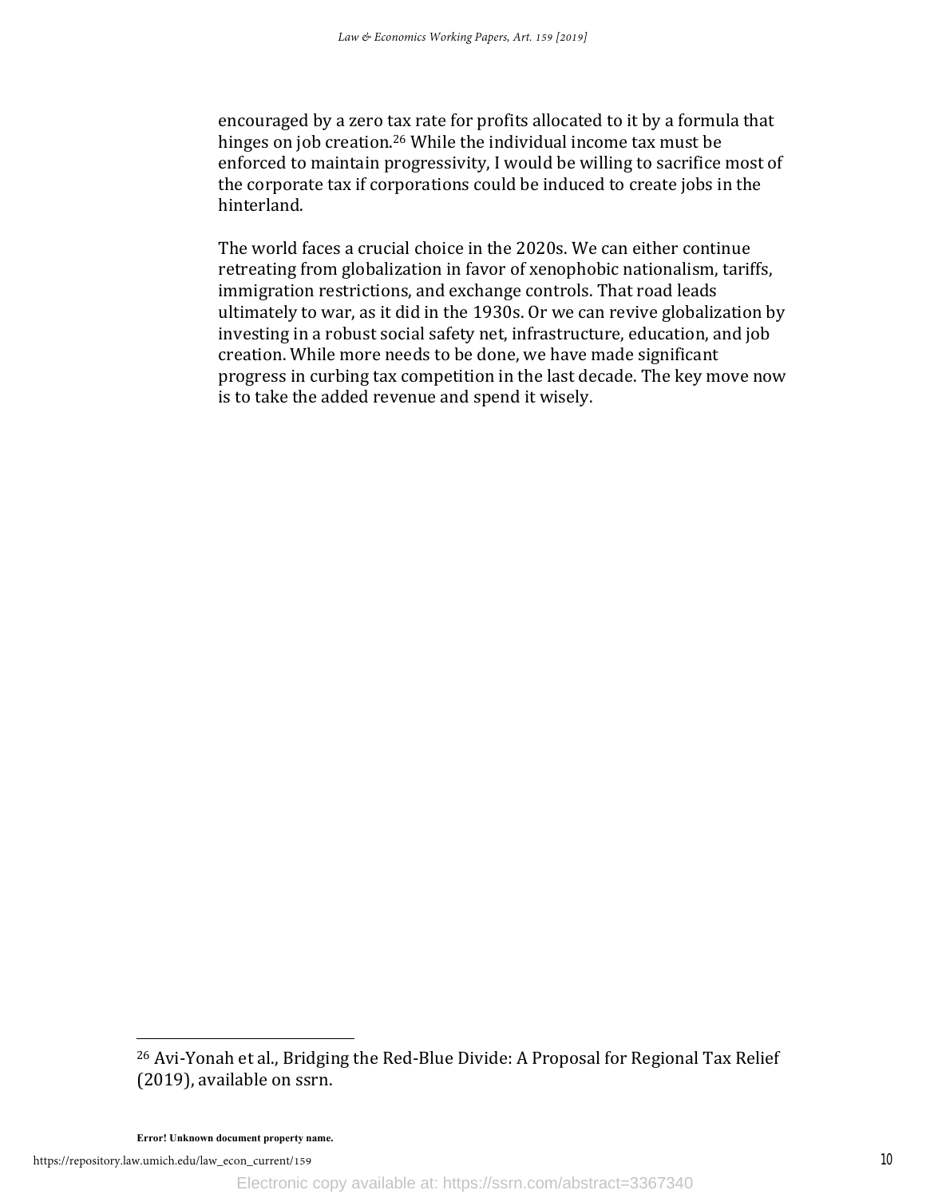encouraged by a zero tax rate for profits allocated to it by a formula that hinges on job creation.[26] While the individual income tax must be enforced to maintain progressivity, I would be willing to sacrifice most of the corporate tax if corporations could be induced to create jobs in the hinterland.

The world faces a crucial choice in the 2020s. We can either continue retreating from globalization in favor of xenophobic nationalism, tariffs, immigration restrictions, and exchange controls. That road leads ultimately to war, as it did in the 1930s. Or we can revive globalization by investing in a robust social safety net, infrastructure, education, and job creation. While more needs to be done, we have made significant progress in curbing tax competition in the last decade. The key move now is to take the added revenue and spend it wisely.

---

[26] Avi-Yonah et al., Bridging the Red-Blue Divide: A Proposal for Regional Tax Relief (2019), available on ssrn.

Error! Unknown document property name.